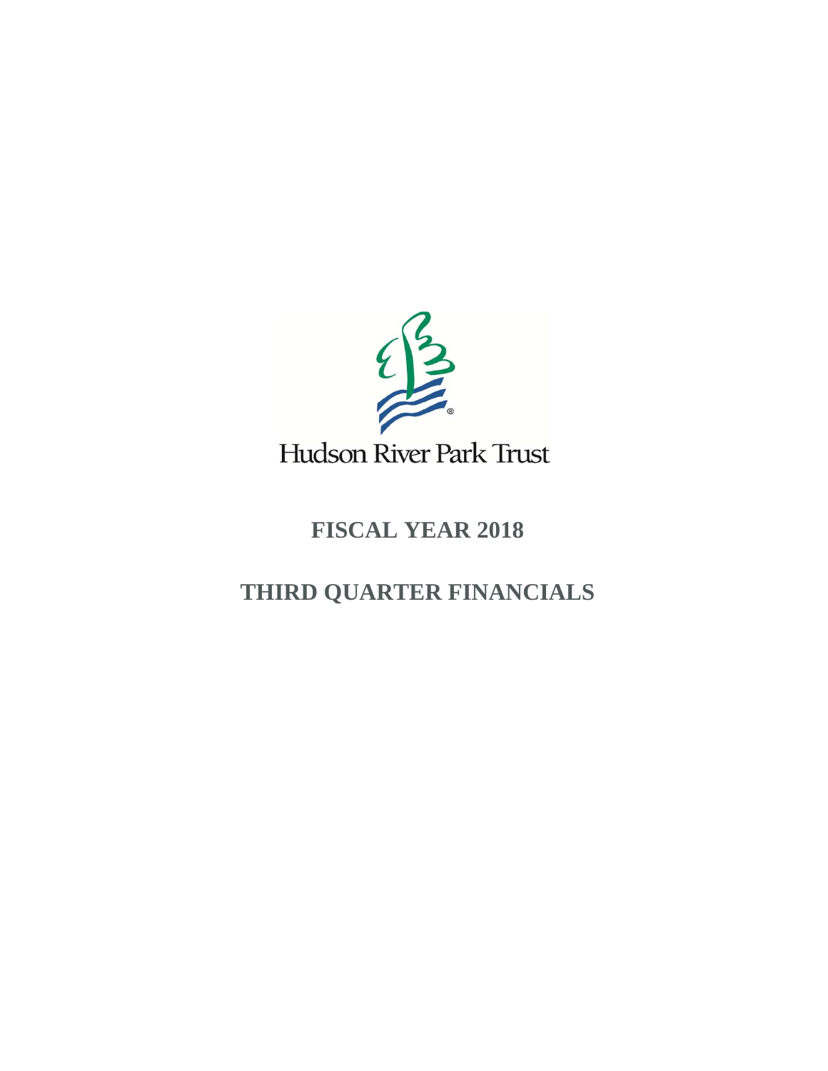Hudson River Park Trust

# FISCAL YEAR 2018

# THIRD QUARTER FINANCIALS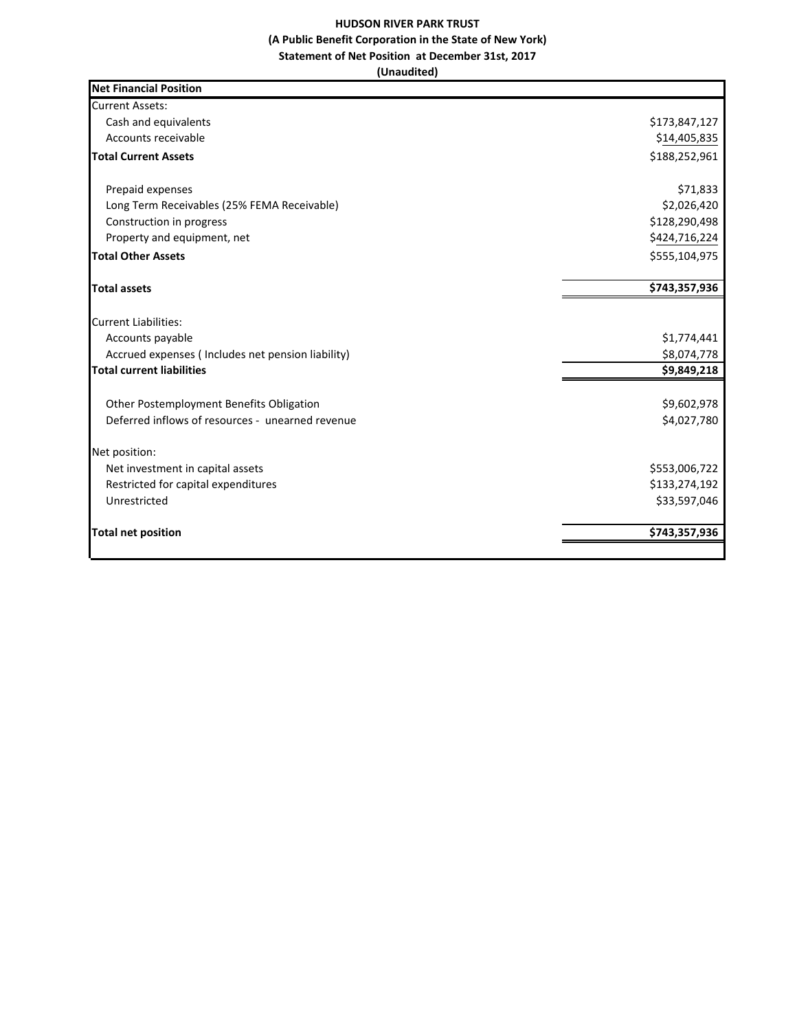**HUDSON RIVER PARK TRUST**

**(A Public Benefit Corporation in the State of New York)**

**Statement of Net Position at December 31st, 2017**

**(Unaudited)**

| **Net Financial Position** | |
|---|---|
| Current Assets: | |
| Cash and equivalents | $173,847,127 |
| Accounts receivable | $14,405,835 |
| **Total Current Assets** | $188,252,961 |
| | |
| Prepaid expenses | $71,833 |
| Long Term Receivables (25% FEMA Receivable) | $2,026,420 |
| Construction in progress | $128,290,498 |
| Property and equipment, net | $424,716,224 |
| **Total Other Assets** | $555,104,975 |
| | |
| **Total assets** | **$743,357,936** |
| | |
| Current Liabilities: | |
| Accounts payable | $1,774,441 |
| Accrued expenses ( Includes net pension liability) | $8,074,778 |
| **Total current liabilities** | **$9,849,218** |
| | |
| Other Postemployment Benefits Obligation | $9,602,978 |
| Deferred inflows of resources - unearned revenue | $4,027,780 |
| | |
| Net position: | |
| Net investment in capital assets | $553,006,722 |
| Restricted for capital expenditures | $133,274,192 |
| Unrestricted | $33,597,046 |
| | |
| **Total net position** | **$743,357,936** |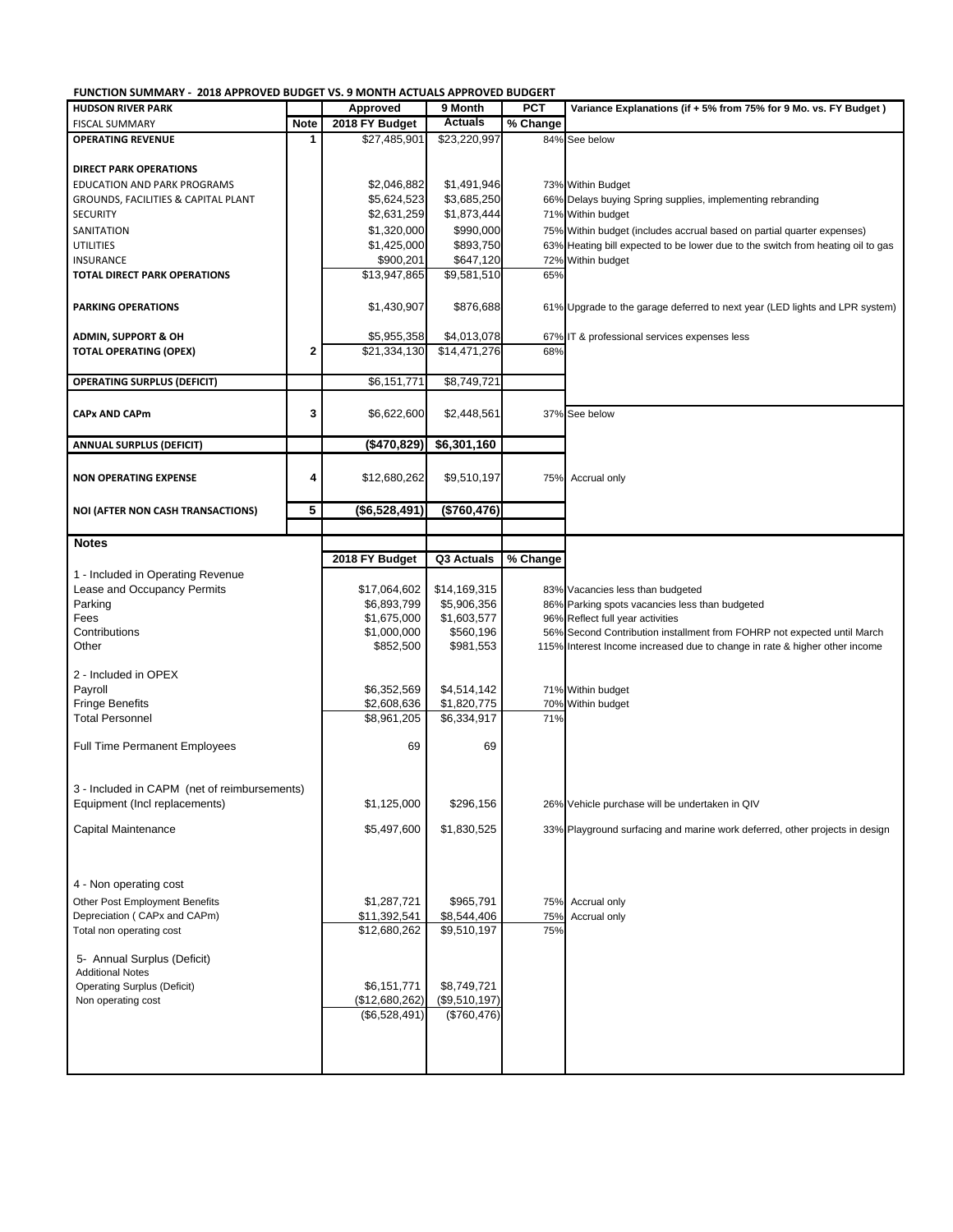**FUNCTION SUMMARY - 2018 APPROVED BUDGET VS. 9 MONTH ACTUALS APPROVED BUDGERT**

| HUDSON RIVER PARK | | Approved | 9 Month | PCT | Variance Explanations (if + 5% from 75% for 9 Mo. vs. FY Budget ) |
|---|---|---|---|---|---|
| FISCAL SUMMARY | Note | 2018 FY Budget | Actuals | % Change | |
| **OPERATING REVENUE** | 1 | $27,485,901 | $23,220,997 | 84% | See below |
| | | | | | |
| **DIRECT PARK OPERATIONS** | | | | | |
| EDUCATION AND PARK PROGRAMS | | $2,046,882 | $1,491,946 | 73% | Within Budget |
| GROUNDS, FACILITIES & CAPITAL PLANT | | $5,624,523 | $3,685,250 | 66% | Delays buying Spring supplies, implementing rebranding |
| SECURITY | | $2,631,259 | $1,873,444 | 71% | Within budget |
| SANITATION | | $1,320,000 | $990,000 | 75% | Within budget (includes accrual based on partial quarter expenses) |
| UTILITIES | | $1,425,000 | $893,750 | 63% | Heating bill expected to be lower due to the switch from heating oil to gas |
| INSURANCE | | $900,201 | $647,120 | 72% | Within budget |
| **TOTAL DIRECT PARK OPERATIONS** | | $13,947,865 | $9,581,510 | 65% | |
| | | | | | |
| **PARKING OPERATIONS** | | $1,430,907 | $876,688 | 61% | Upgrade to the garage deferred to next year (LED lights and LPR system) |
| | | | | | |
| **ADMIN, SUPPORT & OH** | | $5,955,358 | $4,013,078 | 67% | IT & professional services expenses less |
| **TOTAL OPERATING (OPEX)** | 2 | $21,334,130 | $14,471,276 | 68% | |
| | | | | | |
| **OPERATING SURPLUS (DEFICIT)** | | $6,151,771 | $8,749,721 | | |
| | | | | | |
| **CAPx AND CAPm** | 3 | $6,622,600 | $2,448,561 | 37% | See below |
| | | | | | |
| **ANNUAL SURPLUS (DEFICIT)** | | **($470,829)** | **$6,301,160** | | |
| | | | | | |
| **NON OPERATING EXPENSE** | 4 | $12,680,262 | $9,510,197 | 75% | Accrual only |
| | | | | | |
| **NOI (AFTER NON CASH TRANSACTIONS)** | 5 | **($6,528,491)** | **($760,476)** | | |

| **Notes** | 2018 FY Budget | Q3 Actuals | % Change | |
|---|---|---|---|---|
| 1 - Included in Operating Revenue | | | | |
| Lease and Occupancy Permits | $17,064,602 | $14,169,315 | 83% | Vacancies less than budgeted |
| Parking | $6,893,799 | $5,906,356 | 86% | Parking spots vacancies less than budgeted |
| Fees | $1,675,000 | $1,603,577 | 96% | Reflect full year activities |
| Contributions | $1,000,000 | $560,196 | 56% | Second Contribution installment from FOHRP not expected until March |
| Other | $852,500 | $981,553 | 115% | Interest Income increased due to change in rate & higher other income |
| | | | | |
| 2 - Included in OPEX | | | | |
| Payroll | $6,352,569 | $4,514,142 | 71% | Within budget |
| Fringe Benefits | $2,608,636 | $1,820,775 | 70% | Within budget |
| Total Personnel | $8,961,205 | $6,334,917 | 71% | |
| | | | | |
| Full Time Permanent Employees | 69 | 69 | | |
| | | | | |
| 3 - Included in CAPM (net of reimbursements) | | | | |
| Equipment (Incl replacements) | $1,125,000 | $296,156 | 26% | Vehicle purchase will be undertaken in QIV |
| Capital Maintenance | $5,497,600 | $1,830,525 | 33% | Playground surfacing and marine work deferred, other projects in design |
| | | | | |
| 4 - Non operating cost | | | | |
| Other Post Employment Benefits | $1,287,721 | $965,791 | 75% | Accrual only |
| Depreciation ( CAPx and CAPm) | $11,392,541 | $8,544,406 | 75% | Accrual only |
| Total non operating cost | $12,680,262 | $9,510,197 | 75% | |
| | | | | |
| 5- Annual Surplus (Deficit) | | | | |
| Additional Notes | | | | |
| Operating Surplus (Deficit) | $6,151,771 | $8,749,721 | | |
| Non operating cost | ($12,680,262) | ($9,510,197) | | |
| | ($6,528,491) | ($760,476) | | |